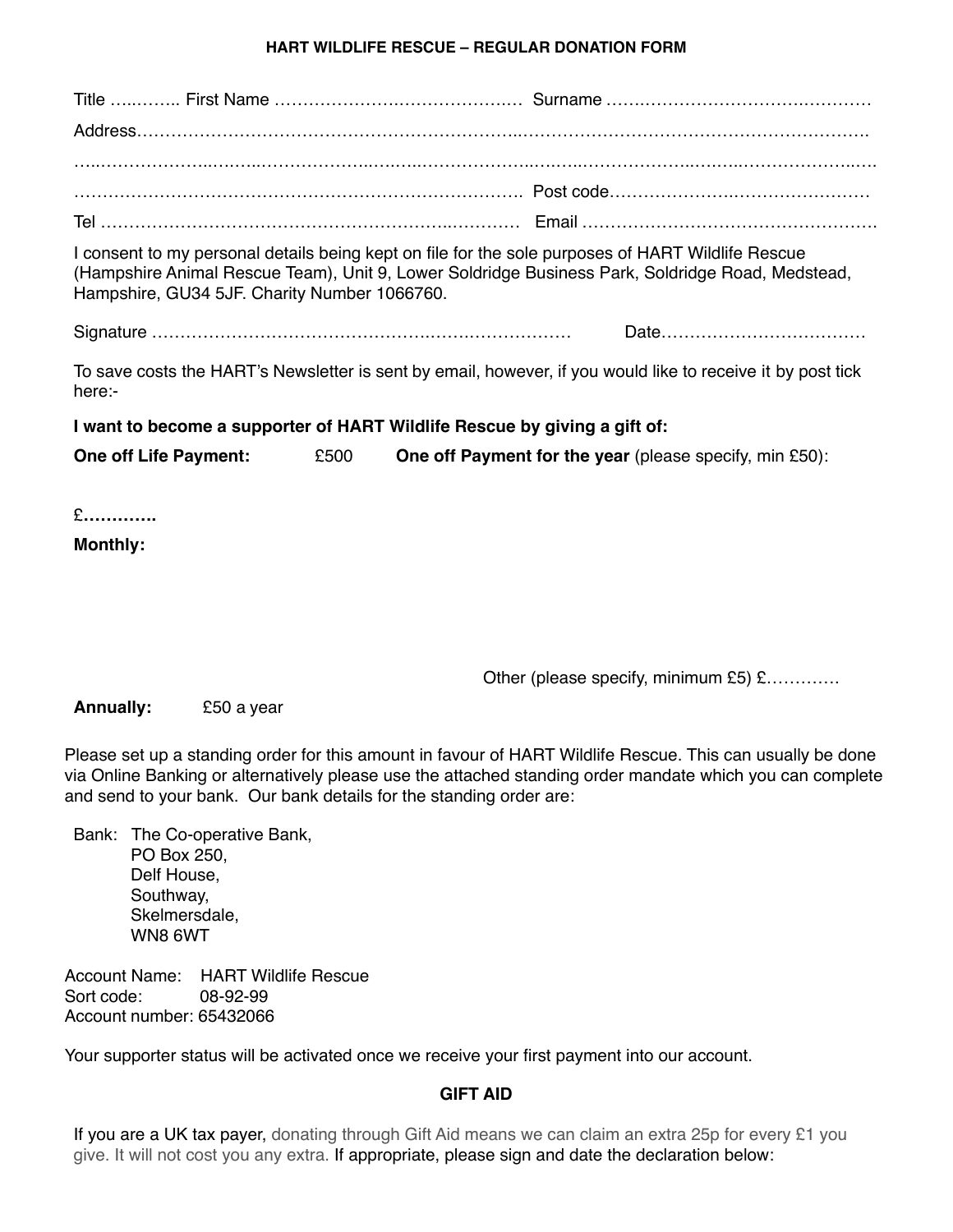**HART WILDLIFE RESCUE – REGULAR DONATION FORM**

Title ……….. First Name …………………………………… Surname ……………………………………

Address………………………………………………………………………………………………………

……………………………………………………………………………………………………………………

…………………………………………………………………… Post code……………………………………

Tel ………………………………………………………………… Email ……………………………………………

I consent to my personal details being kept on file for the sole purposes of HART Wildlife Rescue (Hampshire Animal Rescue Team), Unit 9, Lower Soldridge Business Park, Soldridge Road, Medstead, Hampshire, GU34 5JF. Charity Number 1066760.

Signature ……………………………………………………………… Date………………………………

To save costs the HART's Newsletter is sent by email, however, if you would like to receive it by post tick here:-

**I want to become a supporter of HART Wildlife Rescue by giving a gift of:**

**One off Life Payment:** £500 **One off Payment for the year** (please specify, min £50):

£**…………**

**Monthly:**

Other (please specify, minimum £5) £…………

**Annually:** £50 a year

Please set up a standing order for this amount in favour of HART Wildlife Rescue. This can usually be done via Online Banking or alternatively please use the attached standing order mandate which you can complete and send to your bank. Our bank details for the standing order are:

Bank: The Co-operative Bank,
PO Box 250,
Delf House,
Southway,
Skelmersdale,
WN8 6WT

Account Name: HART Wildlife Rescue
Sort code: 08-92-99
Account number: 65432066

Your supporter status will be activated once we receive your first payment into our account.

**GIFT AID**

If you are a UK tax payer, donating through Gift Aid means we can claim an extra 25p for every £1 you give. It will not cost you any extra. If appropriate, please sign and date the declaration below: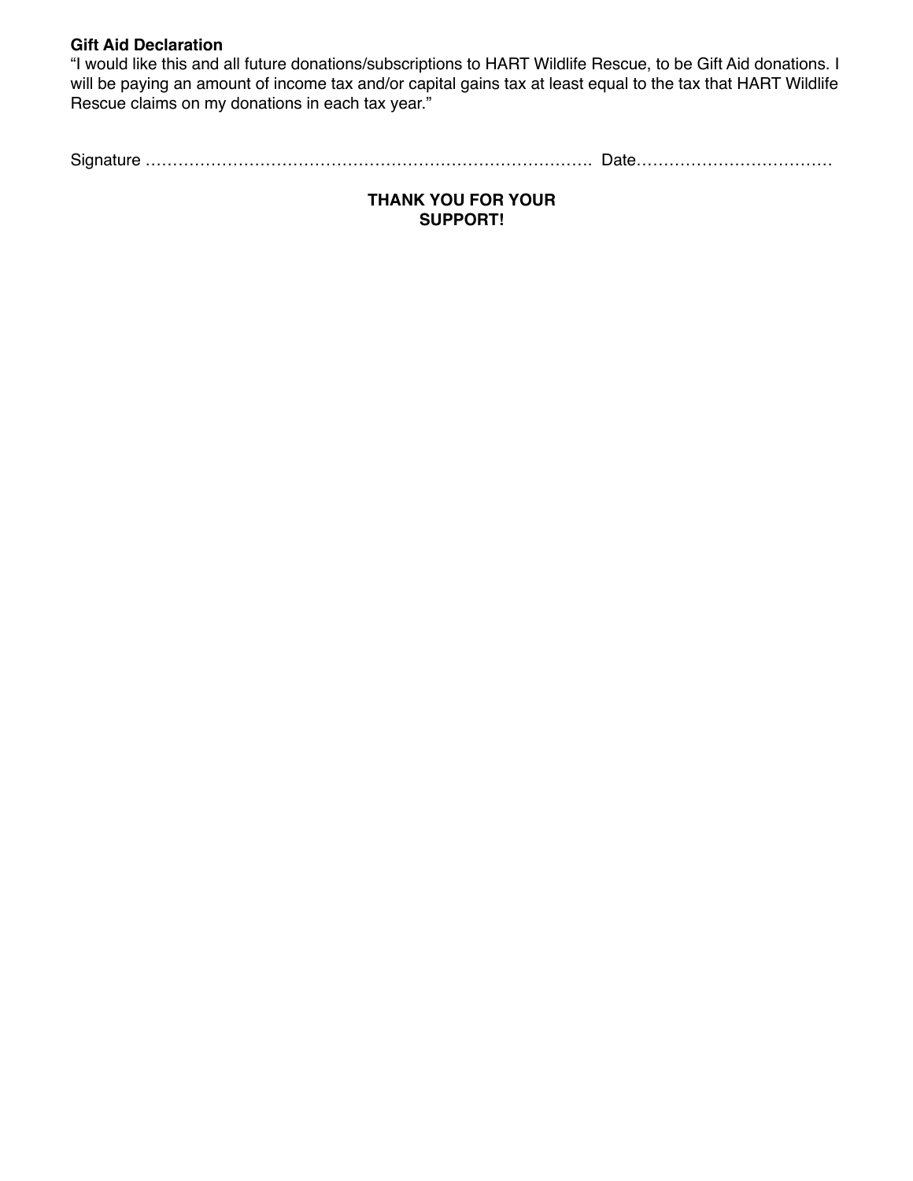**Gift Aid Declaration**

"I would like this and all future donations/subscriptions to HART Wildlife Rescue, to be Gift Aid donations. I will be paying an amount of income tax and/or capital gains tax at least equal to the tax that HART Wildlife Rescue claims on my donations in each tax year."

Signature …………………………………………………………………………. Date………………………………

**THANK YOU FOR YOUR SUPPORT!**